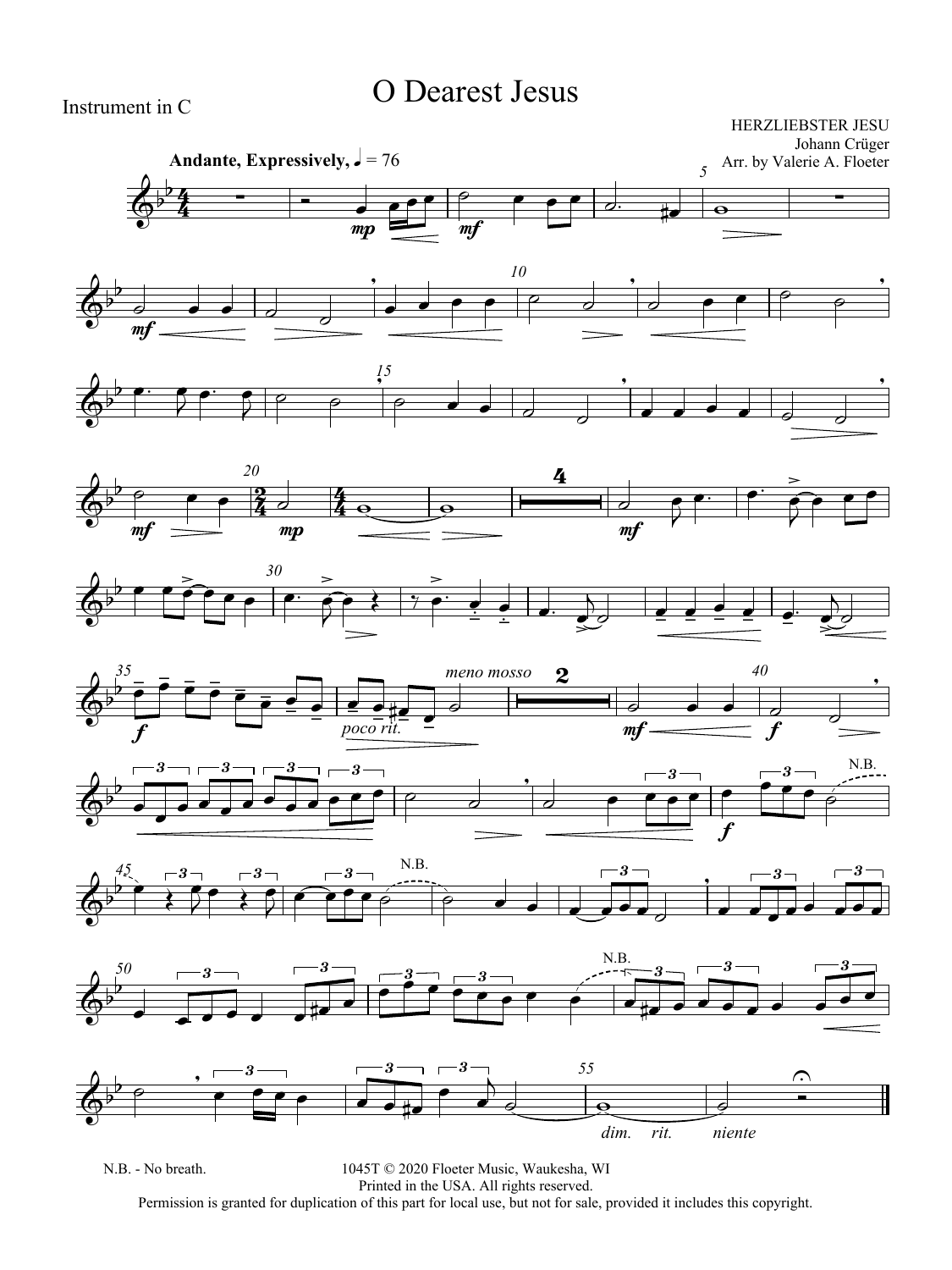Instrument in C

# O Dearest Jesus

HERZLIEBSTER JESU
Johann Crüger
Arr. by Valerie A. Floeter

N.B. - No breath.

1045T © 2020 Floeter Music, Waukesha, WI
Printed in the USA. All rights reserved.
Permission is granted for duplication of this part for local use, but not for sale, provided it includes this copyright.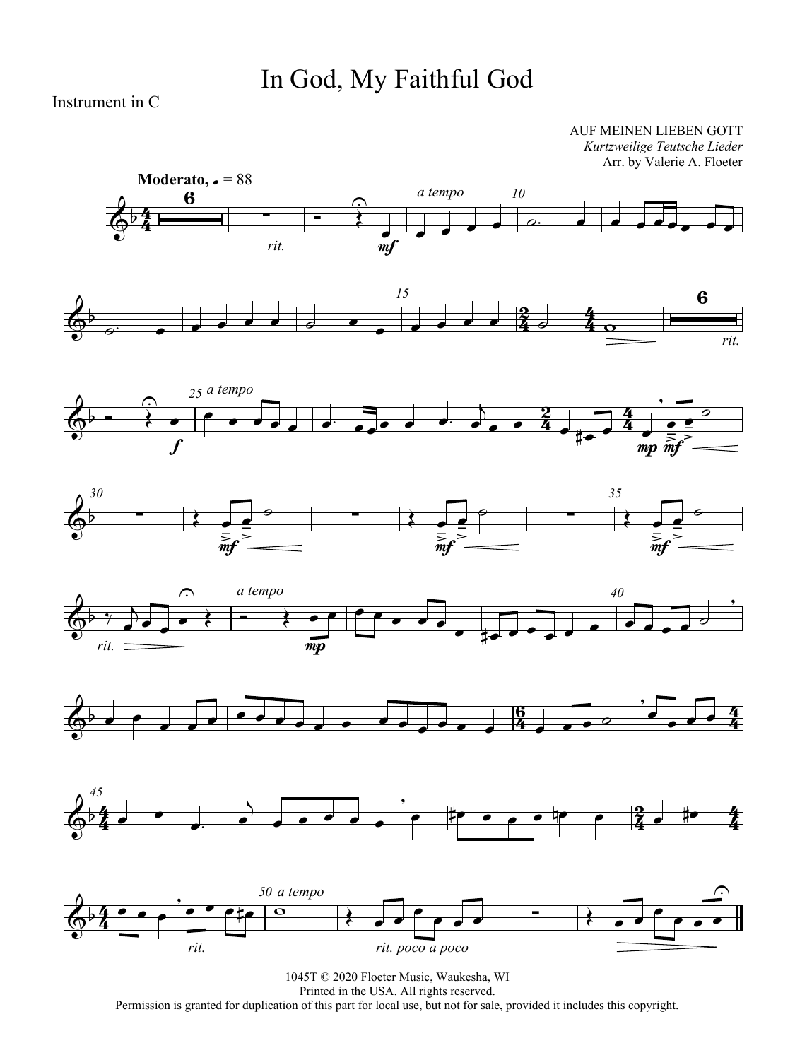# In God, My Faithful God

Instrument in C

AUF MEINEN LIEBEN GOTT
*Kurtzweilige Teutsche Lieder*
Arr. by Valerie A. Floeter

**Moderato,** ♩ = 88

1045T © 2020 Floeter Music, Waukesha, WI
Printed in the USA. All rights reserved.
Permission is granted for duplication of this part for local use, but not for sale, provided it includes this copyright.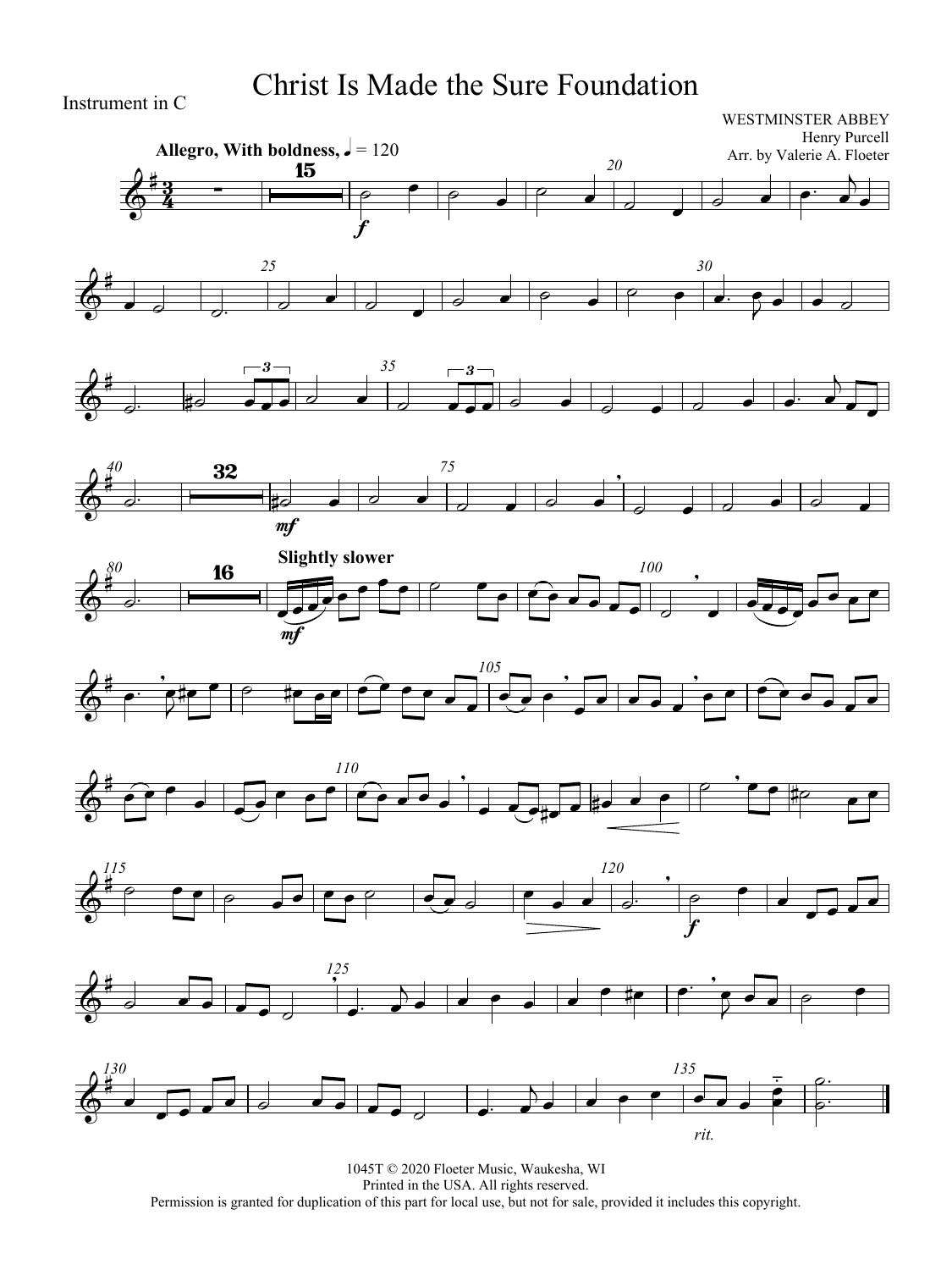Instrument in C

# Christ Is Made the Sure Foundation

WESTMINSTER ABBEY
Henry Purcell
Arr. by Valerie A. Floeter

**Allegro, With boldness,** ♩ = 120

*Slightly slower*

*rit.*

1045T © 2020 Floeter Music, Waukesha, WI
Printed in the USA. All rights reserved.
Permission is granted for duplication of this part for local use, but not for sale, provided it includes this copyright.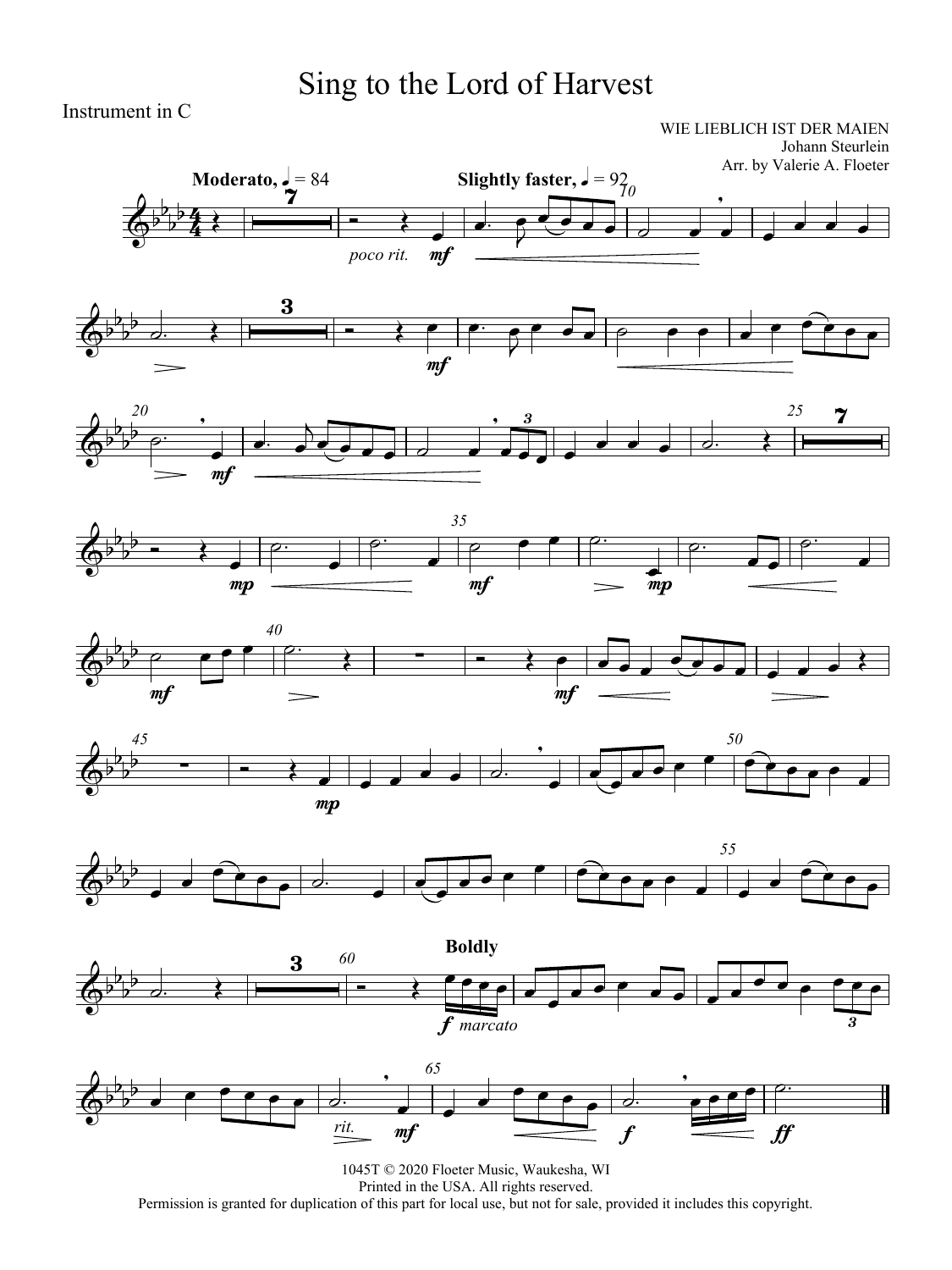# Sing to the Lord of Harvest

Instrument in C

WIE LIEBLICH IST DER MAIEN
Johann Steurlein
Arr. by Valerie A. Floeter

**Moderato,** ♩ = 84 — **Slightly faster,** ♩ = 92

*poco rit.* — *mf*

**Boldly**

*f marcato* — *rit.* — *mf* — *f* — *ff*

1045T © 2020 Floeter Music, Waukesha, WI
Printed in the USA. All rights reserved.
Permission is granted for duplication of this part for local use, but not for sale, provided it includes this copyright.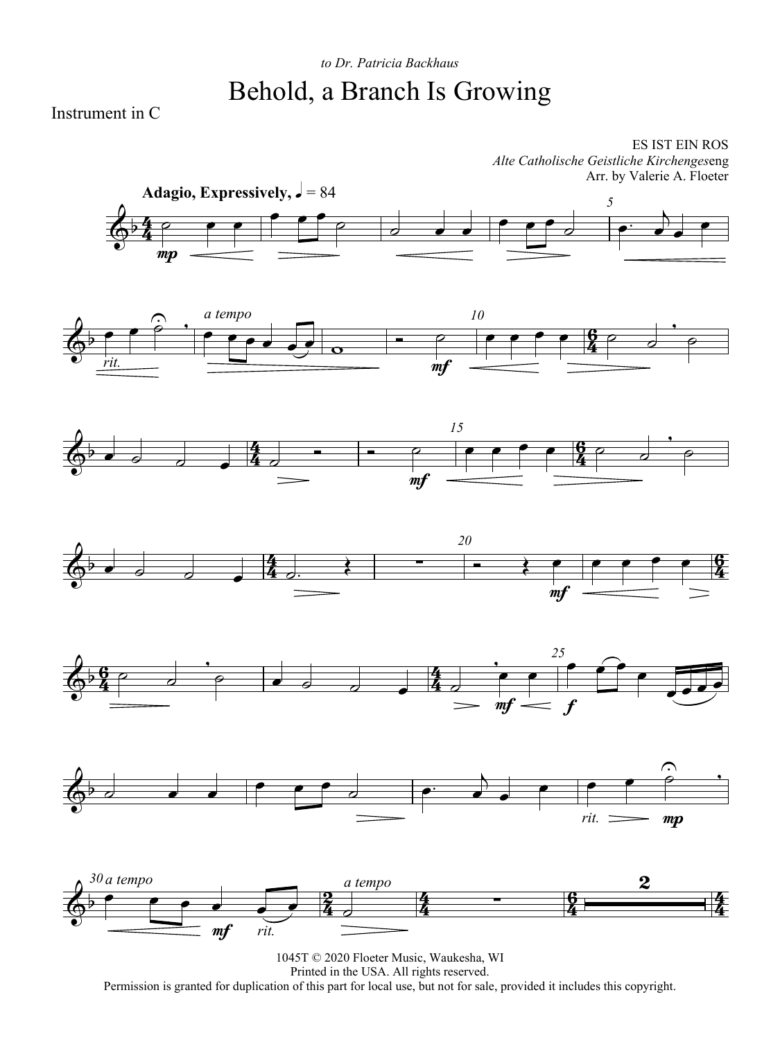*to Dr. Patricia Backhaus*

# Behold, a Branch Is Growing

Instrument in C

ES IST EIN ROS
*Alte Catholische Geistliche Kirchengeseng*
Arr. by Valerie A. Floeter

**Adagio, Expressively,** ♩ = 84

1045T © 2020 Floeter Music, Waukesha, WI
Printed in the USA. All rights reserved.
Permission is granted for duplication of this part for local use, but not for sale, provided it includes this copyright.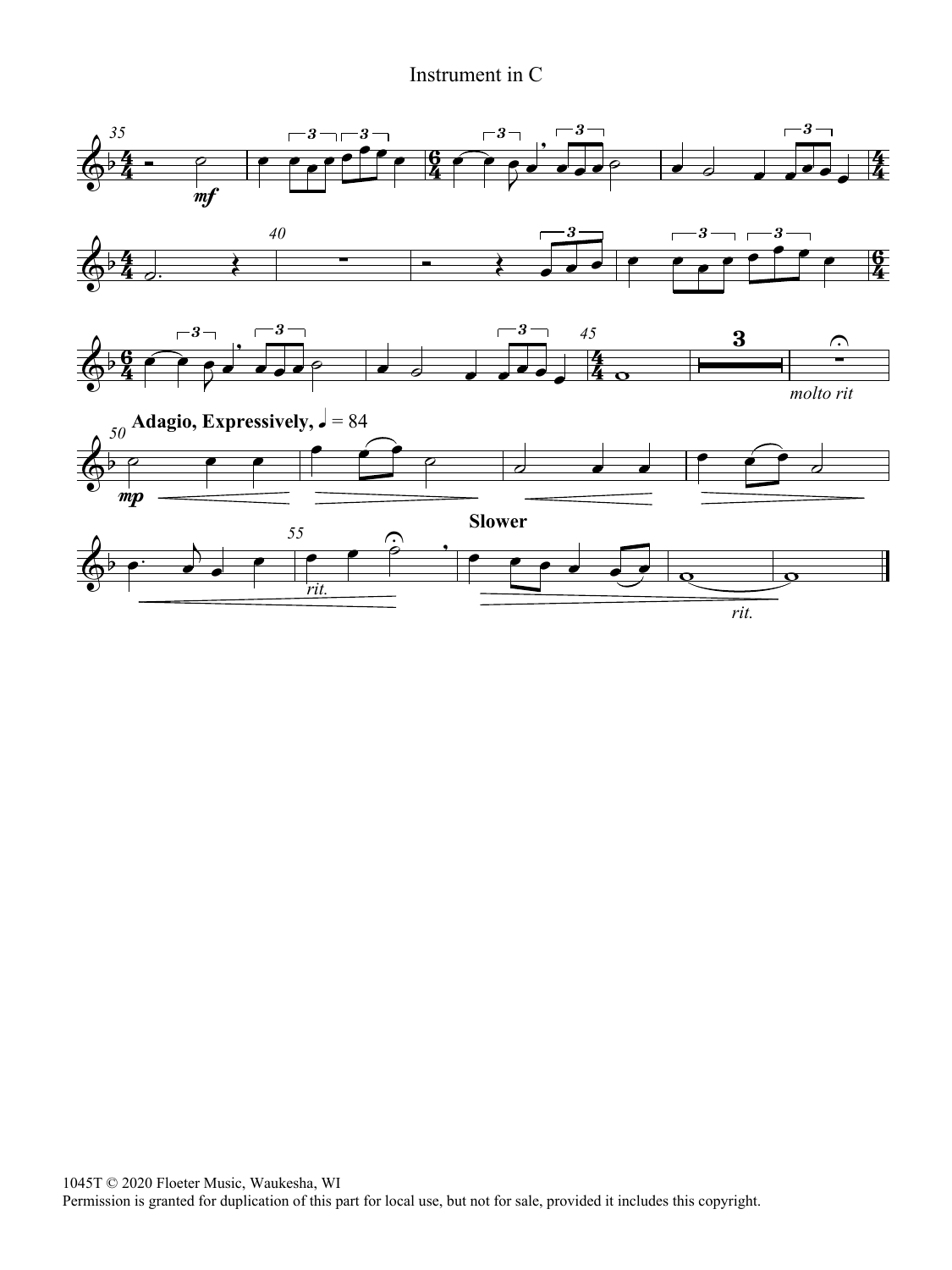Instrument in C

**Adagio, Expressively,** ♩ = 84

**Slower**

*molto rit*

*rit.*

*rit.*

1045T © 2020 Floeter Music, Waukesha, WI
Permission is granted for duplication of this part for local use, but not for sale, provided it includes this copyright.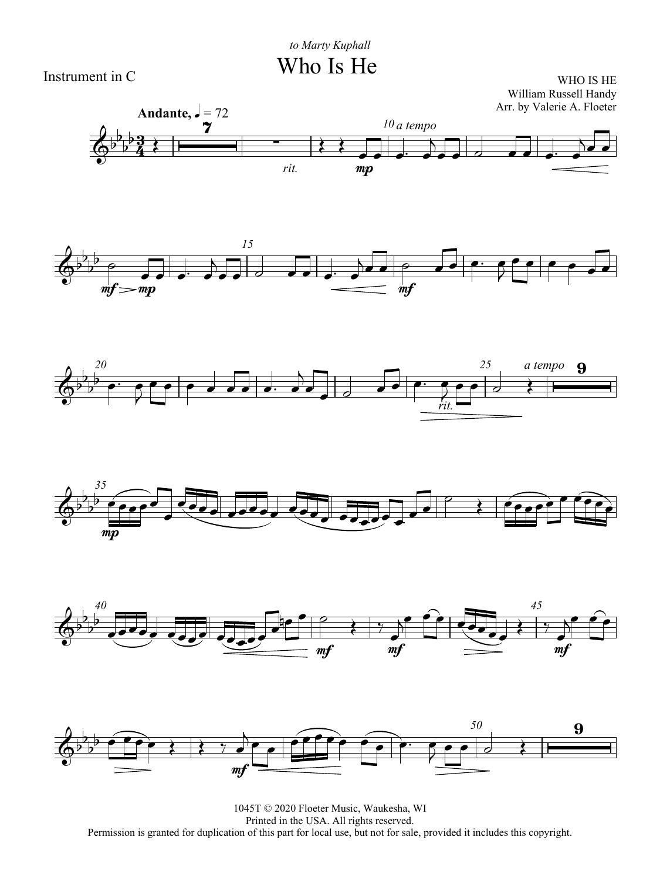*to Marty Kuphall*

# Who Is He

Instrument in C

WHO IS HE
William Russell Handy
Arr. by Valerie A. Floeter

1045T © 2020 Floeter Music, Waukesha, WI
Printed in the USA. All rights reserved.
Permission is granted for duplication of this part for local use, but not for sale, provided it includes this copyright.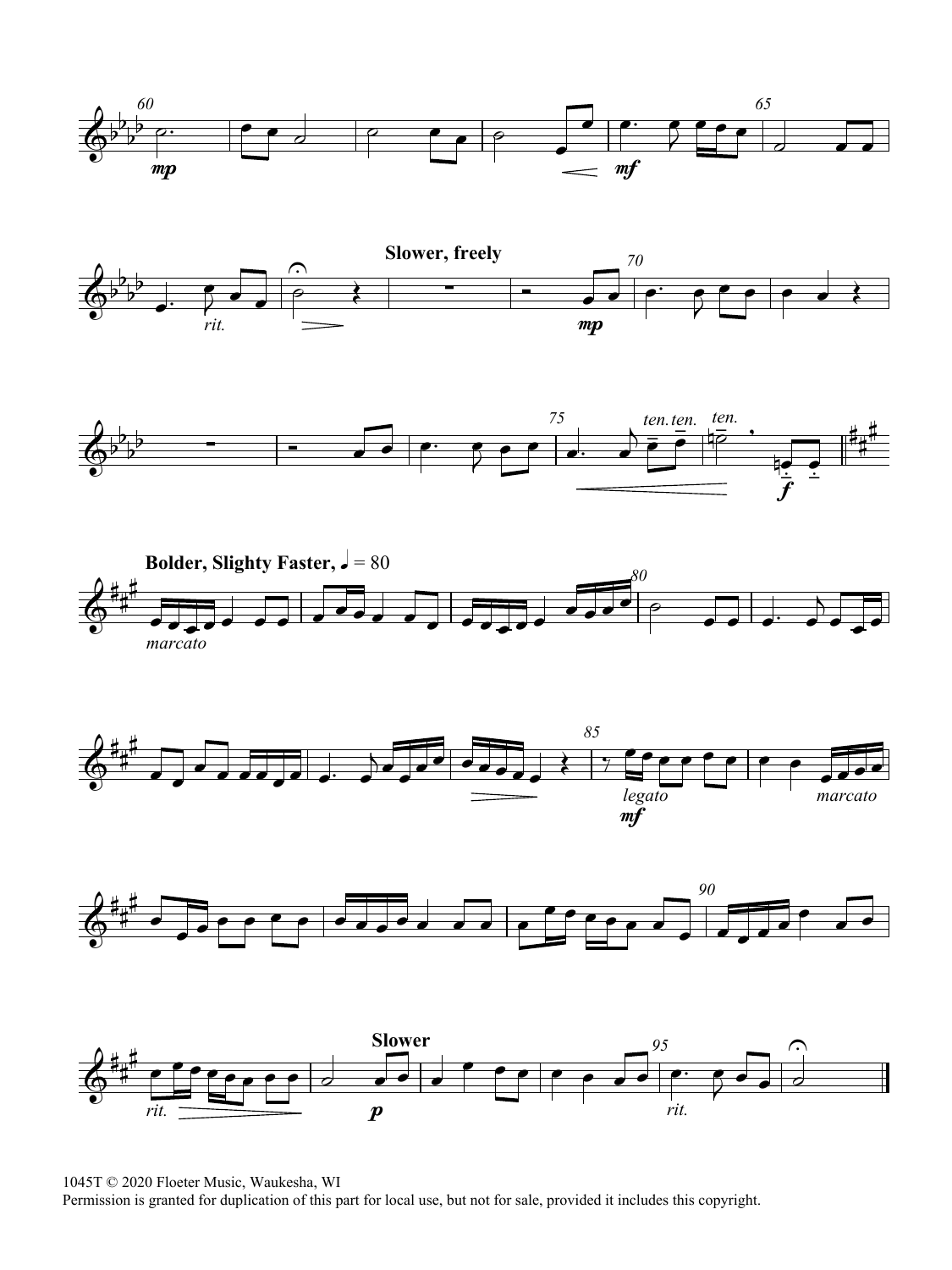1045T © 2020 Floeter Music, Waukesha, WI
Permission is granted for duplication of this part for local use, but not for sale, provided it includes this copyright.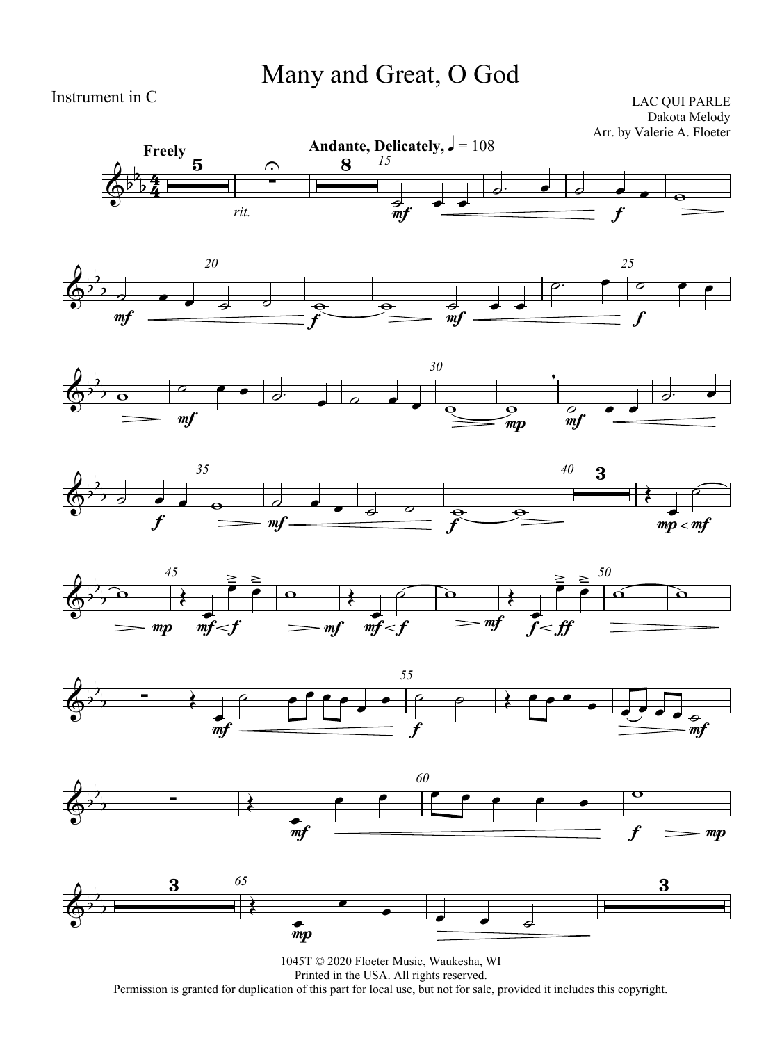# Many and Great, O God

Instrument in C

LAC QUI PARLE
Dakota Melody
Arr. by Valerie A. Floeter

**Freely**

*rit.*

**Andante, Delicately,** ♩ = 108

1045T © 2020 Floeter Music, Waukesha, WI
Printed in the USA. All rights reserved.
Permission is granted for duplication of this part for local use, but not for sale, provided it includes this copyright.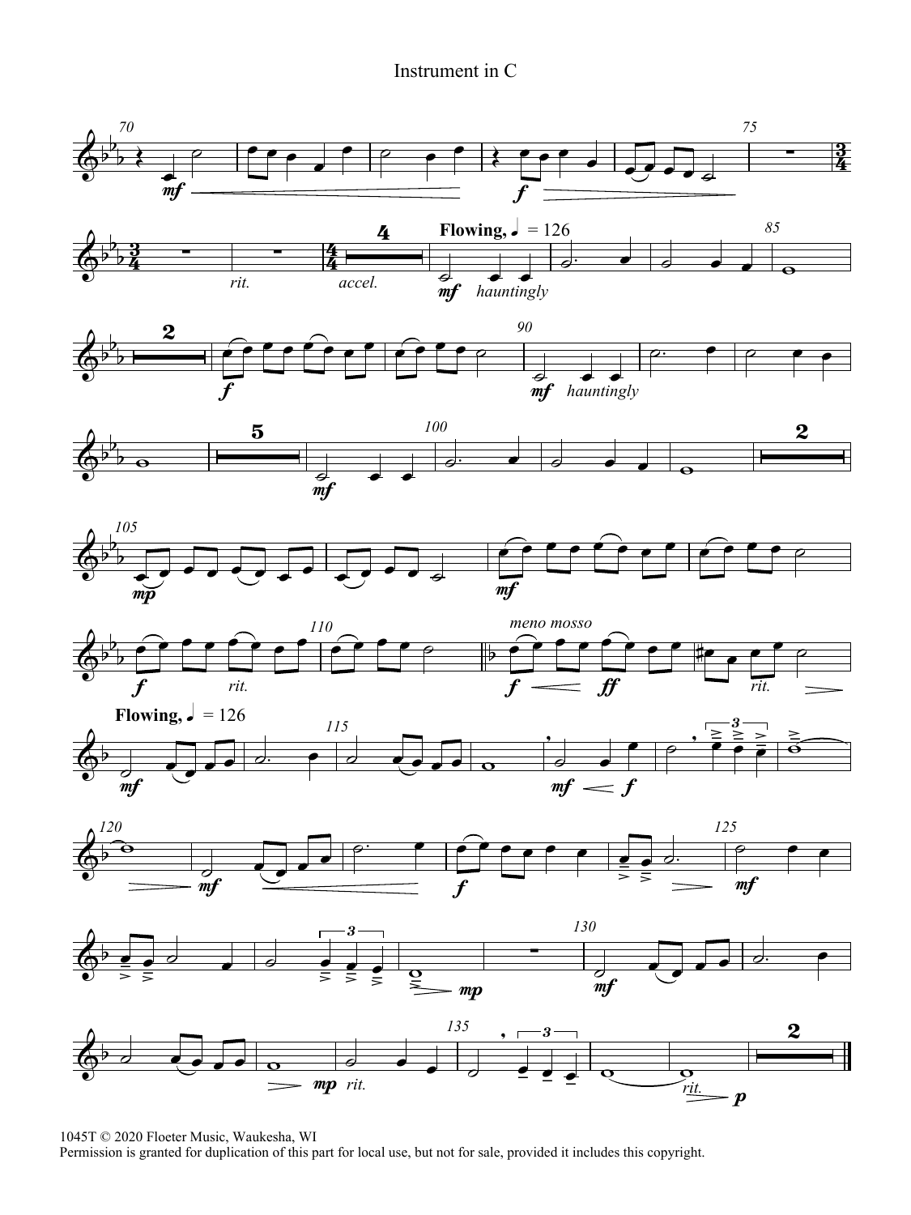Instrument in C

1045T © 2020 Floeter Music, Waukesha, WI
Permission is granted for duplication of this part for local use, but not for sale, provided it includes this copyright.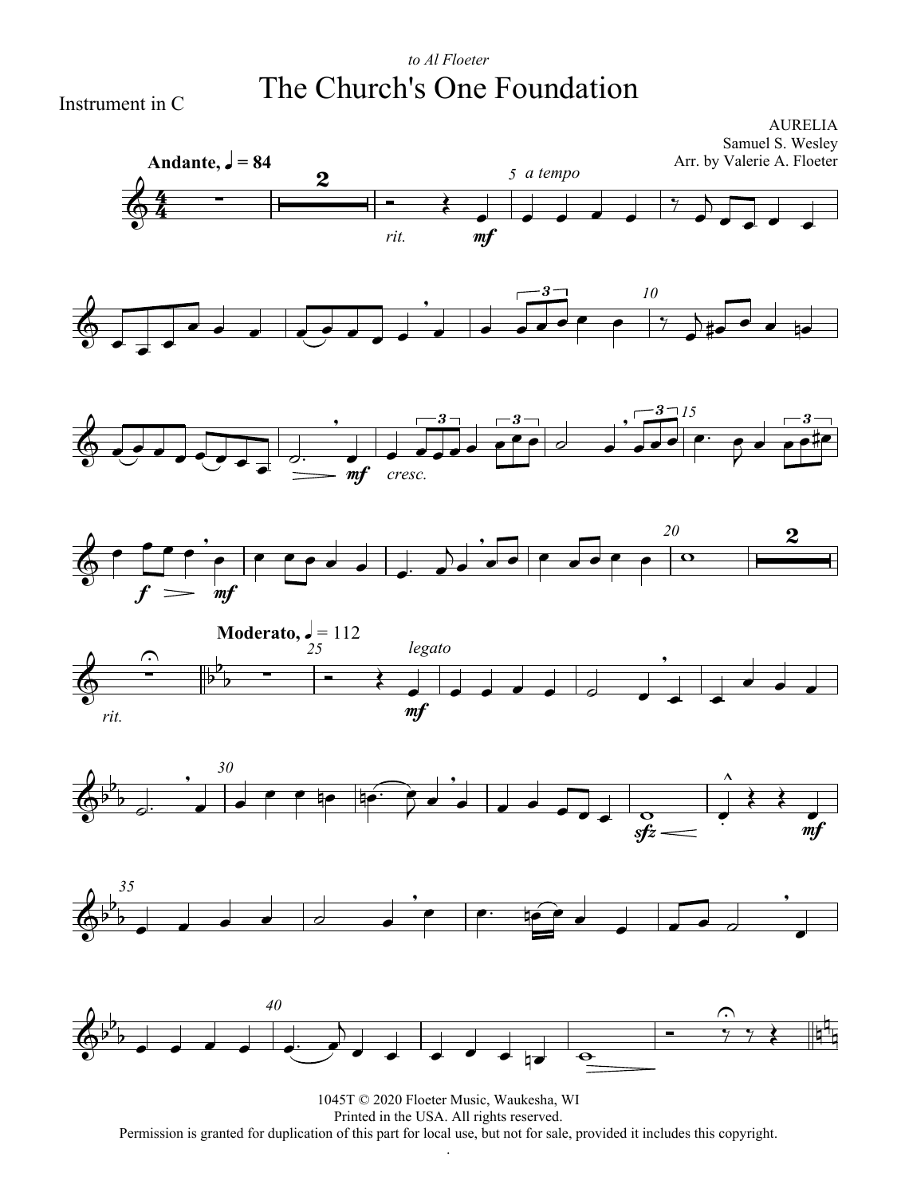*to Al Floeter*

# The Church's One Foundation

Instrument in C

AURELIA
Samuel S. Wesley
Arr. by Valerie A. Floeter

**Andante,** ♩ = 84

1045T © 2020 Floeter Music, Waukesha, WI
Printed in the USA. All rights reserved.
Permission is granted for duplication of this part for local use, but not for sale, provided it includes this copyright.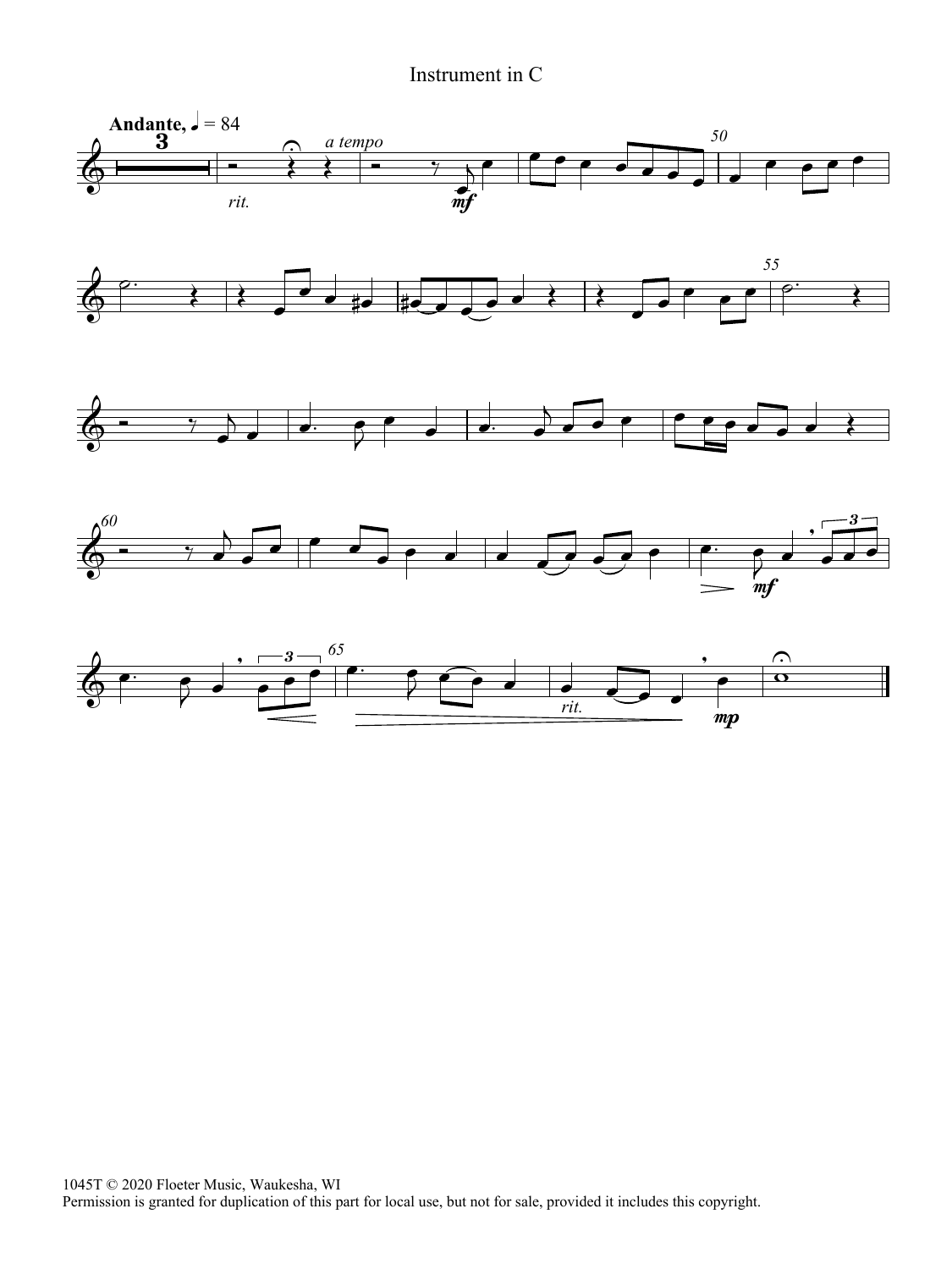Instrument in C

**Andante,** ♩ = 84

1045T © 2020 Floeter Music, Waukesha, WI
Permission is granted for duplication of this part for local use, but not for sale, provided it includes this copyright.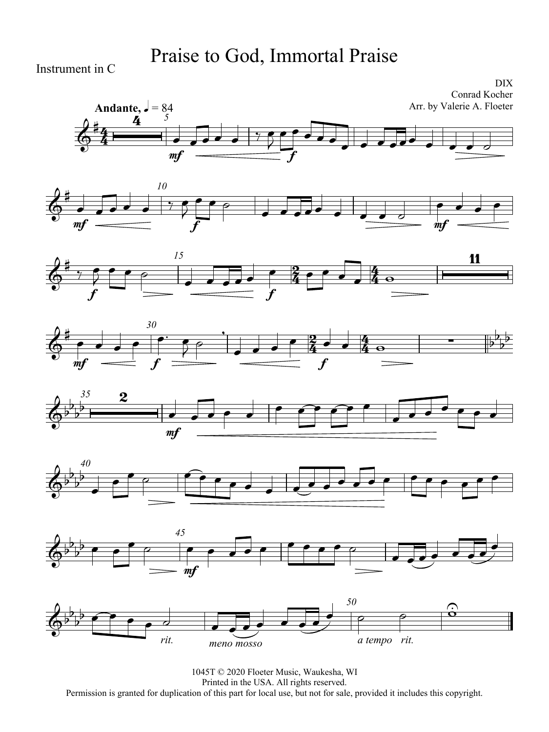Instrument in C

# Praise to God, Immortal Praise

DIX
Conrad Kocher
Arr. by Valerie A. Floeter

1045T © 2020 Floeter Music, Waukesha, WI
Printed in the USA. All rights reserved.
Permission is granted for duplication of this part for local use, but not for sale, provided it includes this copyright.